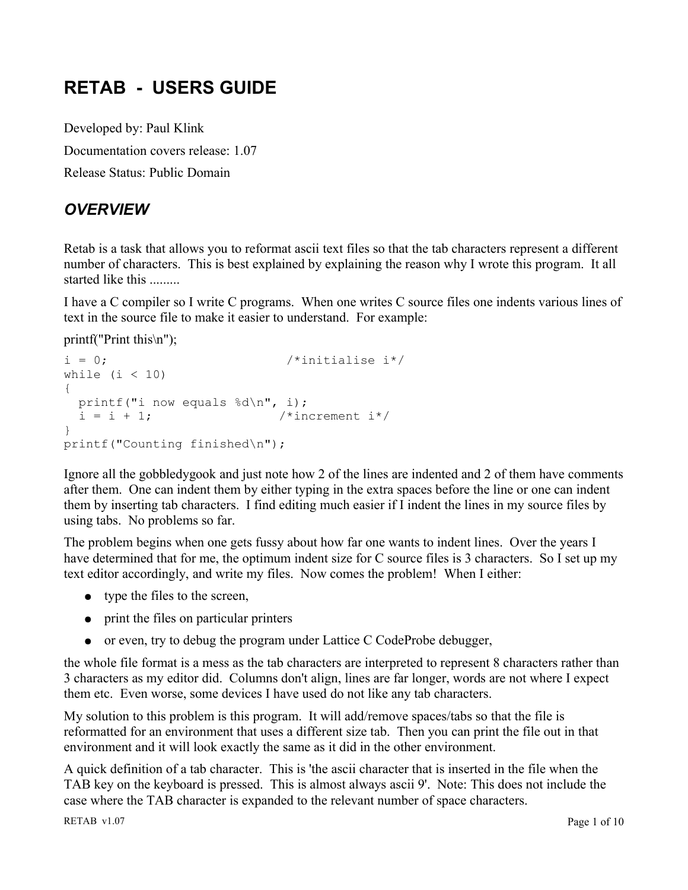# RETAB - USERS GUIDE

Developed by: Paul Klink

Documentation covers release: 1.07

Release Status: Public Domain

## *OVERVIEW*

Retab is a task that allows you to reformat ascii text files so that the tab characters represent a different number of characters. This is best explained by explaining the reason why I wrote this program. It all started like this .........

I have a C compiler so I write C programs. When one writes C source files one indents various lines of text in the source file to make it easier to understand. For example:

printf("Print this\n");

```
i = 0;                      /*initialise i*/
while (i < 10)
{
  printf("i now equals %d\n", i);
  i = i + 1;                /*increment i*/
}
printf("Counting finished\n");
```

Ignore all the gobbledygook and just note how 2 of the lines are indented and 2 of them have comments after them. One can indent them by either typing in the extra spaces before the line or one can indent them by inserting tab characters. I find editing much easier if I indent the lines in my source files by using tabs. No problems so far.

The problem begins when one gets fussy about how far one wants to indent lines. Over the years I have determined that for me, the optimum indent size for C source files is 3 characters. So I set up my text editor accordingly, and write my files. Now comes the problem! When I either:

- type the files to the screen,
- print the files on particular printers
- or even, try to debug the program under Lattice C CodeProbe debugger,

the whole file format is a mess as the tab characters are interpreted to represent 8 characters rather than 3 characters as my editor did. Columns don't align, lines are far longer, words are not where I expect them etc. Even worse, some devices I have used do not like any tab characters.

My solution to this problem is this program. It will add/remove spaces/tabs so that the file is reformatted for an environment that uses a different size tab. Then you can print the file out in that environment and it will look exactly the same as it did in the other environment.

A quick definition of a tab character. This is 'the ascii character that is inserted in the file when the TAB key on the keyboard is pressed. This is almost always ascii 9'. Note: This does not include the case where the TAB character is expanded to the relevant number of space characters.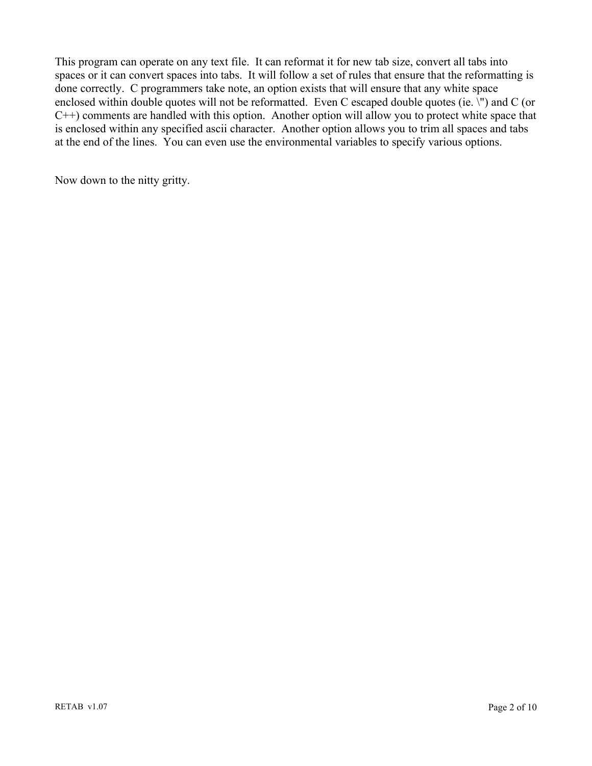This program can operate on any text file. It can reformat it for new tab size, convert all tabs into spaces or it can convert spaces into tabs. It will follow a set of rules that ensure that the reformatting is done correctly. C programmers take note, an option exists that will ensure that any white space enclosed within double quotes will not be reformatted. Even C escaped double quotes (ie. \") and C (or C++) comments are handled with this option. Another option will allow you to protect white space that is enclosed within any specified ascii character. Another option allows you to trim all spaces and tabs at the end of the lines. You can even use the environmental variables to specify various options.

Now down to the nitty gritty.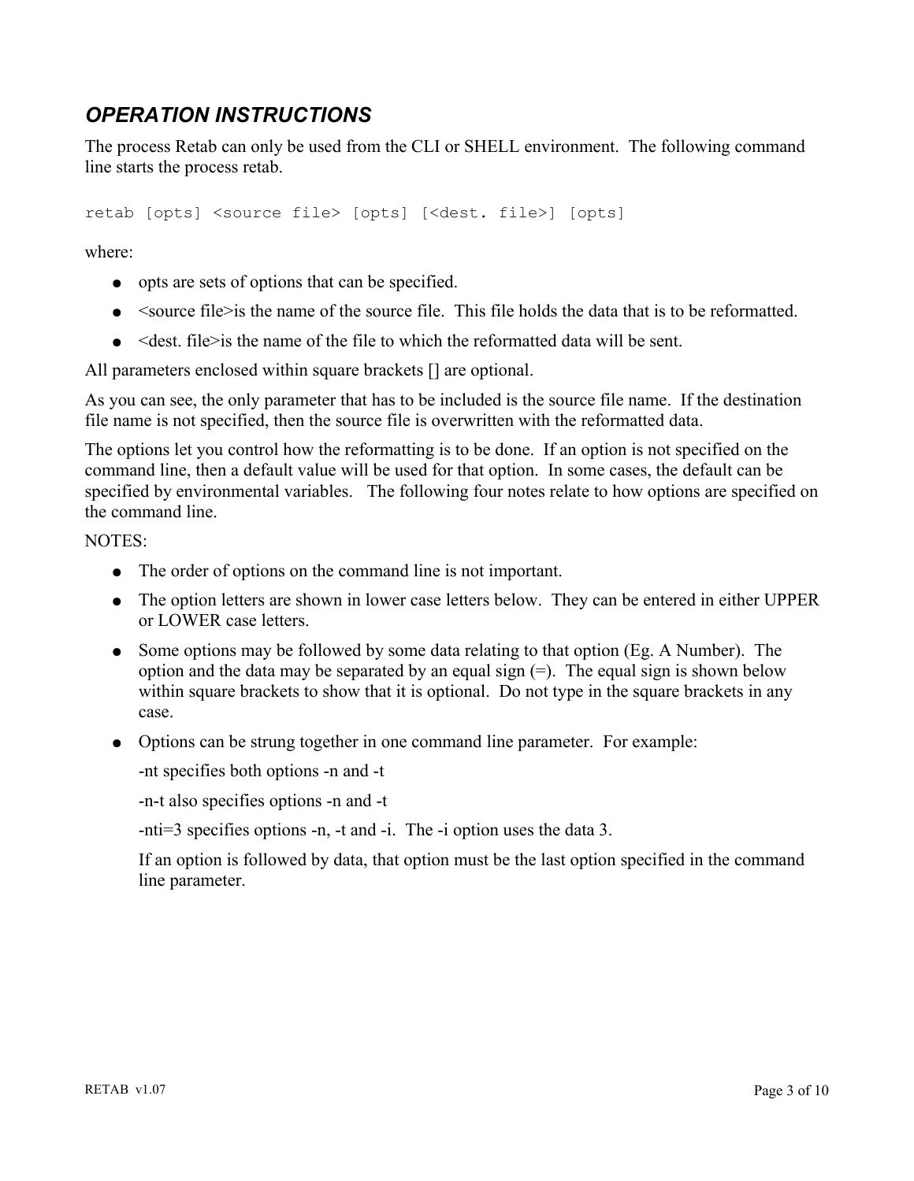## *OPERATION INSTRUCTIONS*

The process Retab can only be used from the CLI or SHELL environment. The following command line starts the process retab.

```
retab [opts] <source file> [opts] [<dest. file>] [opts]
```

where:

- opts are sets of options that can be specified.
- <source file>is the name of the source file. This file holds the data that is to be reformatted.
- <dest. file>is the name of the file to which the reformatted data will be sent.

All parameters enclosed within square brackets [] are optional.

As you can see, the only parameter that has to be included is the source file name. If the destination file name is not specified, then the source file is overwritten with the reformatted data.

The options let you control how the reformatting is to be done. If an option is not specified on the command line, then a default value will be used for that option. In some cases, the default can be specified by environmental variables. The following four notes relate to how options are specified on the command line.

NOTES:

- The order of options on the command line is not important.
- The option letters are shown in lower case letters below. They can be entered in either UPPER or LOWER case letters.
- Some options may be followed by some data relating to that option (Eg. A Number). The option and the data may be separated by an equal sign (=). The equal sign is shown below within square brackets to show that it is optional. Do not type in the square brackets in any case.
- Options can be strung together in one command line parameter. For example:

  -nt specifies both options -n and -t

  -n-t also specifies options -n and -t

  -nti=3 specifies options -n, -t and -i. The -i option uses the data 3.

  If an option is followed by data, that option must be the last option specified in the command line parameter.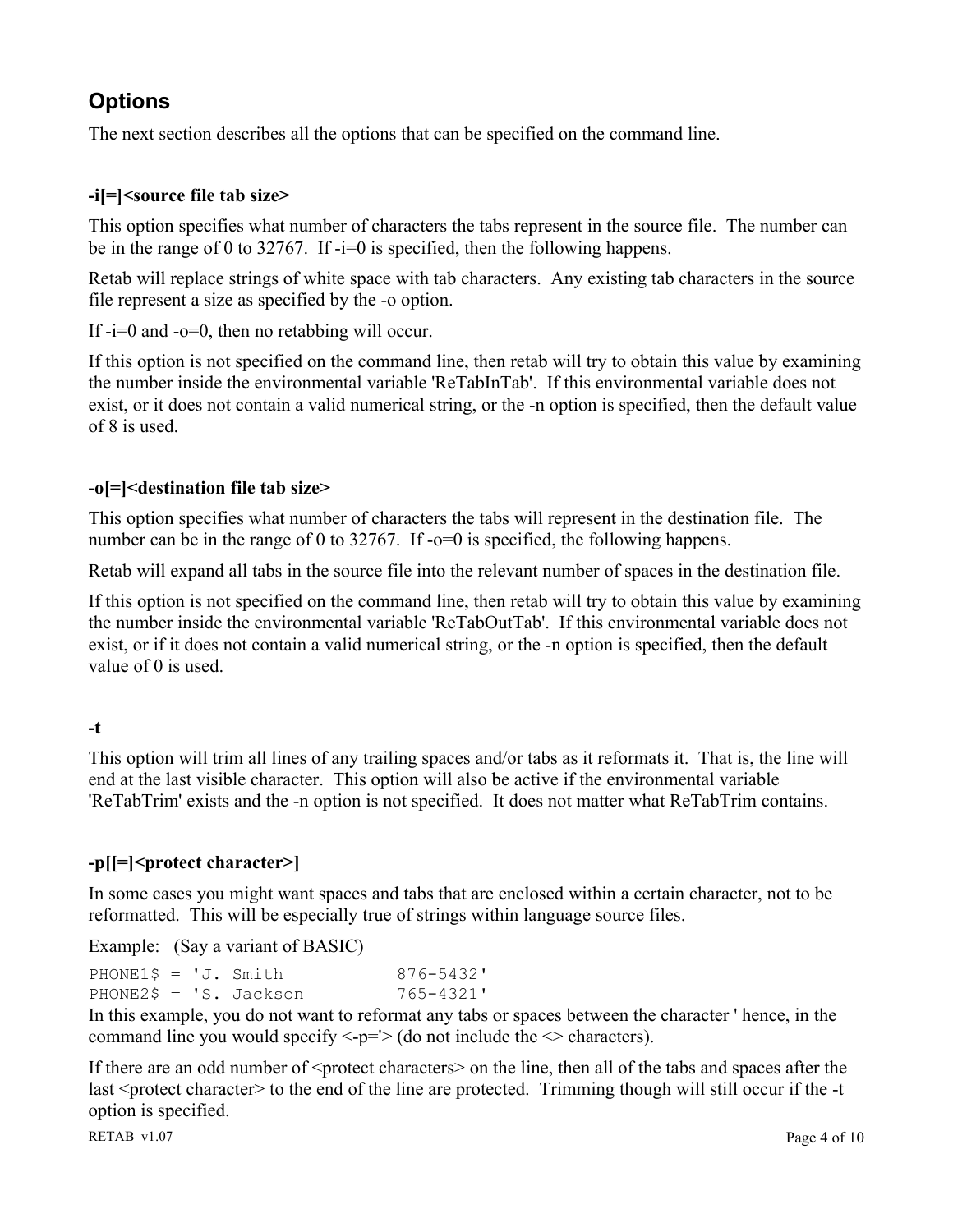## Options

The next section describes all the options that can be specified on the command line.

**-i[=]<source file tab size>**

This option specifies what number of characters the tabs represent in the source file. The number can be in the range of 0 to 32767. If -i=0 is specified, then the following happens.

Retab will replace strings of white space with tab characters. Any existing tab characters in the source file represent a size as specified by the -o option.

If -i=0 and -o=0, then no retabbing will occur.

If this option is not specified on the command line, then retab will try to obtain this value by examining the number inside the environmental variable 'ReTabInTab'. If this environmental variable does not exist, or it does not contain a valid numerical string, or the -n option is specified, then the default value of 8 is used.

**-o[=]<destination file tab size>**

This option specifies what number of characters the tabs will represent in the destination file. The number can be in the range of 0 to 32767. If -o=0 is specified, the following happens.

Retab will expand all tabs in the source file into the relevant number of spaces in the destination file.

If this option is not specified on the command line, then retab will try to obtain this value by examining the number inside the environmental variable 'ReTabOutTab'. If this environmental variable does not exist, or if it does not contain a valid numerical string, or the -n option is specified, then the default value of 0 is used.

**-t**

This option will trim all lines of any trailing spaces and/or tabs as it reformats it. That is, the line will end at the last visible character. This option will also be active if the environmental variable 'ReTabTrim' exists and the -n option is not specified. It does not matter what ReTabTrim contains.

**-p[[=]<protect character>]**

In some cases you might want spaces and tabs that are enclosed within a certain character, not to be reformatted. This will be especially true of strings within language source files.

Example: (Say a variant of BASIC)

```
PHONE1$ = 'J. Smith          876-5432'
PHONE2$ = 'S. Jackson        765-4321'
```

In this example, you do not want to reformat any tabs or spaces between the character ' hence, in the command line you would specify <-p='> (do not include the <> characters).

If there are an odd number of <protect characters> on the line, then all of the tabs and spaces after the last <protect character> to the end of the line are protected. Trimming though will still occur if the -t option is specified.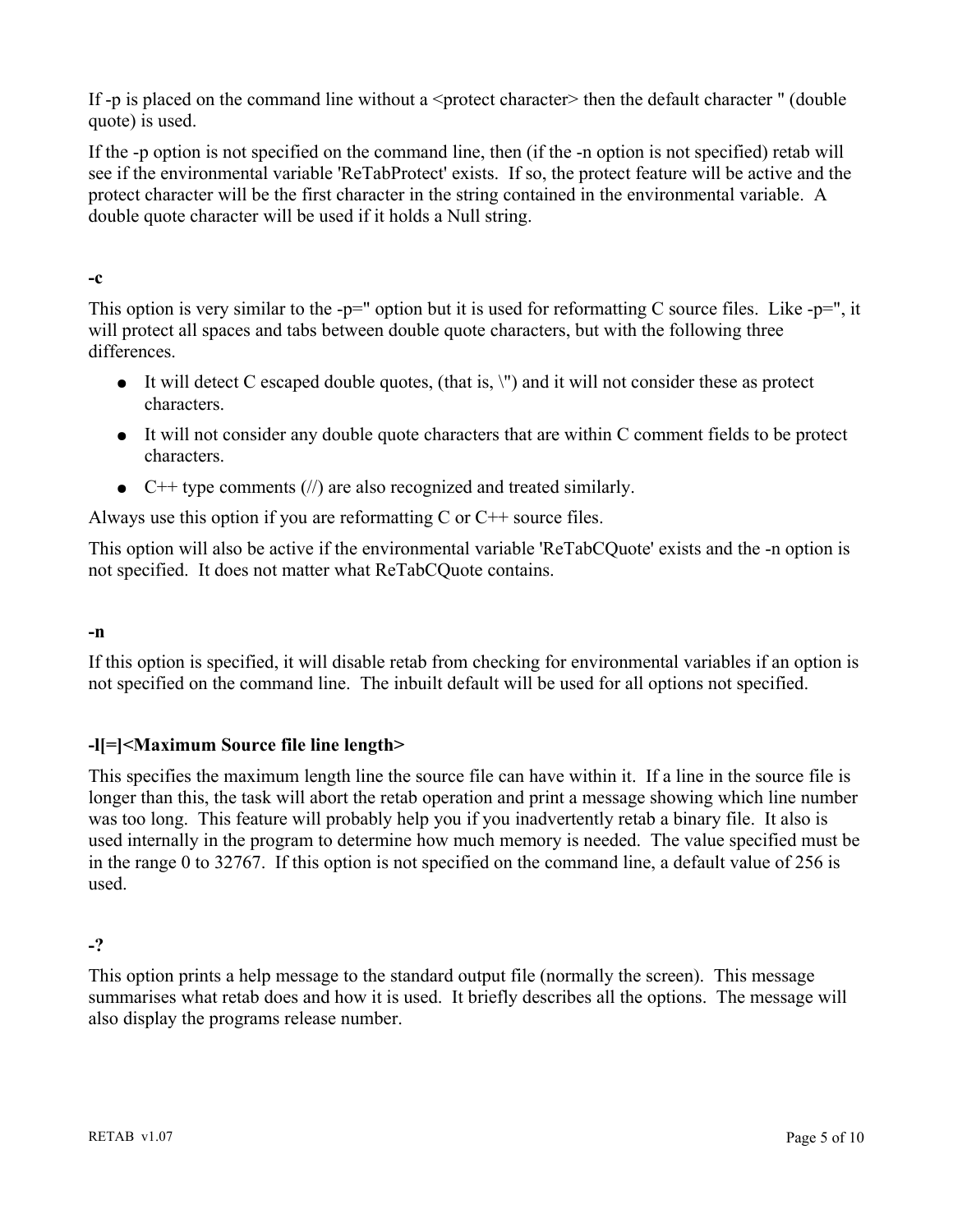If -p is placed on the command line without a <protect character> then the default character " (double quote) is used.

If the -p option is not specified on the command line, then (if the -n option is not specified) retab will see if the environmental variable 'ReTabProtect' exists. If so, the protect feature will be active and the protect character will be the first character in the string contained in the environmental variable. A double quote character will be used if it holds a Null string.

**-c**

This option is very similar to the -p=" option but it is used for reformatting C source files. Like -p=", it will protect all spaces and tabs between double quote characters, but with the following three differences.

- It will detect C escaped double quotes, (that is, \") and it will not consider these as protect characters.
- It will not consider any double quote characters that are within C comment fields to be protect characters.
- C++ type comments (//) are also recognized and treated similarly.

Always use this option if you are reformatting C or C++ source files.

This option will also be active if the environmental variable 'ReTabCQuote' exists and the -n option is not specified. It does not matter what ReTabCQuote contains.

**-n**

If this option is specified, it will disable retab from checking for environmental variables if an option is not specified on the command line. The inbuilt default will be used for all options not specified.

**-l[=]<Maximum Source file line length>**

This specifies the maximum length line the source file can have within it. If a line in the source file is longer than this, the task will abort the retab operation and print a message showing which line number was too long. This feature will probably help you if you inadvertently retab a binary file. It also is used internally in the program to determine how much memory is needed. The value specified must be in the range 0 to 32767. If this option is not specified on the command line, a default value of 256 is used.

**-?**

This option prints a help message to the standard output file (normally the screen). This message summarises what retab does and how it is used. It briefly describes all the options. The message will also display the programs release number.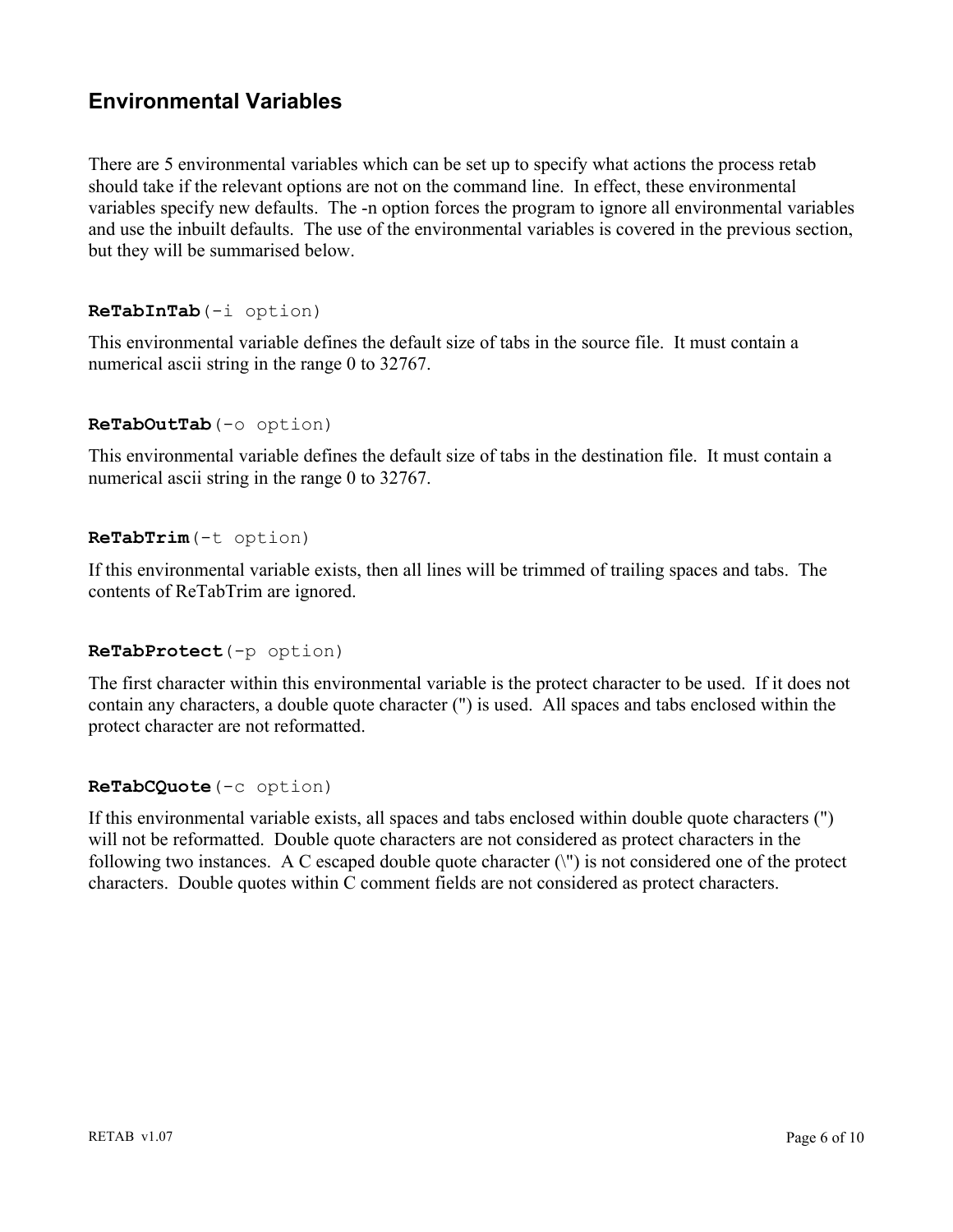## Environmental Variables

There are 5 environmental variables which can be set up to specify what actions the process retab should take if the relevant options are not on the command line. In effect, these environmental variables specify new defaults. The -n option forces the program to ignore all environmental variables and use the inbuilt defaults. The use of the environmental variables is covered in the previous section, but they will be summarised below.

### `ReTabInTab(-i option)`

This environmental variable defines the default size of tabs in the source file. It must contain a numerical ascii string in the range 0 to 32767.

### `ReTabOutTab(-o option)`

This environmental variable defines the default size of tabs in the destination file. It must contain a numerical ascii string in the range 0 to 32767.

### `ReTabTrim(-t option)`

If this environmental variable exists, then all lines will be trimmed of trailing spaces and tabs. The contents of ReTabTrim are ignored.

### `ReTabProtect(-p option)`

The first character within this environmental variable is the protect character to be used. If it does not contain any characters, a double quote character (") is used. All spaces and tabs enclosed within the protect character are not reformatted.

### `ReTabCQuote(-c option)`

If this environmental variable exists, all spaces and tabs enclosed within double quote characters (") will not be reformatted. Double quote characters are not considered as protect characters in the following two instances. A C escaped double quote character (\") is not considered one of the protect characters. Double quotes within C comment fields are not considered as protect characters.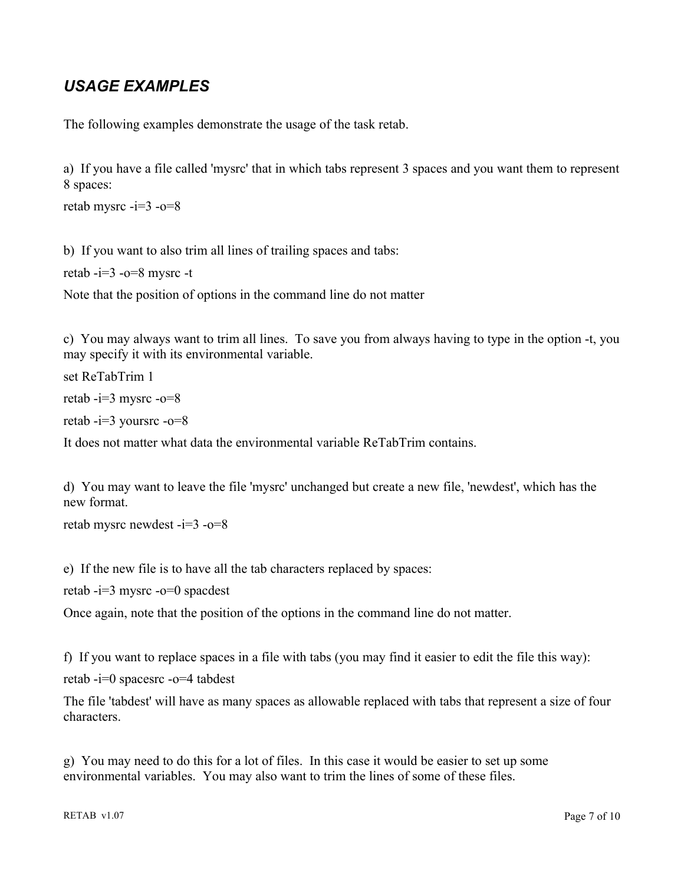## *USAGE EXAMPLES*

The following examples demonstrate the usage of the task retab.

a)  If you have a file called 'mysrc' that in which tabs represent 3 spaces and you want them to represent 8 spaces:

retab mysrc -i=3 -o=8

b)  If you want to also trim all lines of trailing spaces and tabs:

retab -i=3 -o=8 mysrc -t

Note that the position of options in the command line do not matter

c)  You may always want to trim all lines.  To save you from always having to type in the option -t, you may specify it with its environmental variable.

set ReTabTrim 1

retab -i=3 mysrc -o=8

retab -i=3 yoursrc -o=8

It does not matter what data the environmental variable ReTabTrim contains.

d)  You may want to leave the file 'mysrc' unchanged but create a new file, 'newdest', which has the new format.

retab mysrc newdest -i=3 -o=8

e)  If the new file is to have all the tab characters replaced by spaces:

retab -i=3 mysrc -o=0 spacdest

Once again, note that the position of the options in the command line do not matter.

f)  If you want to replace spaces in a file with tabs (you may find it easier to edit the file this way):

retab -i=0 spacesrc -o=4 tabdest

The file 'tabdest' will have as many spaces as allowable replaced with tabs that represent a size of four characters.

g)  You may need to do this for a lot of files.  In this case it would be easier to set up some environmental variables.  You may also want to trim the lines of some of these files.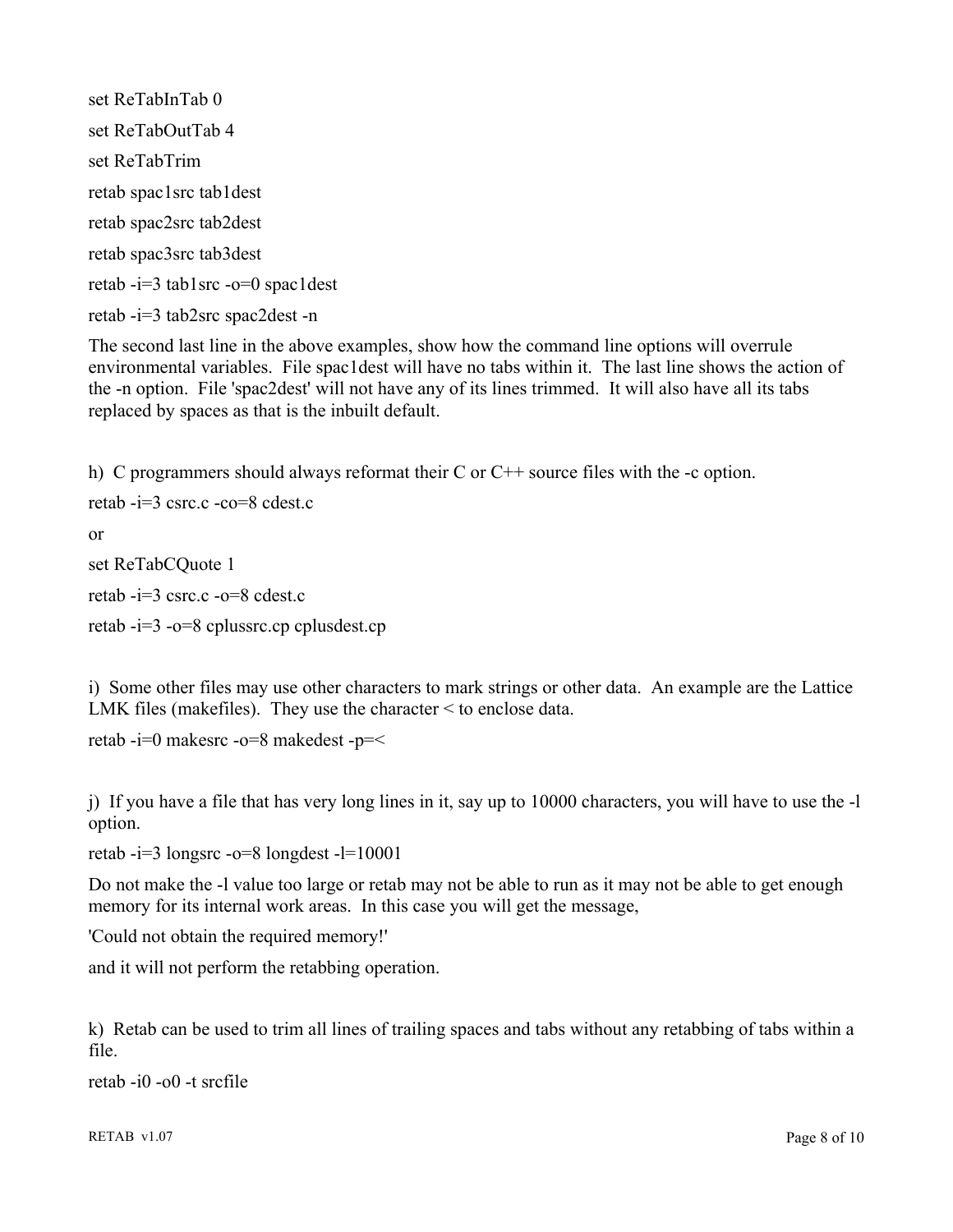set ReTabInTab 0

set ReTabOutTab 4

set ReTabTrim

retab spac1src tab1dest

retab spac2src tab2dest

retab spac3src tab3dest

retab -i=3 tab1src -o=0 spac1dest

retab -i=3 tab2src spac2dest -n

The second last line in the above examples, show how the command line options will overrule environmental variables. File spac1dest will have no tabs within it. The last line shows the action of the -n option. File 'spac2dest' will not have any of its lines trimmed. It will also have all its tabs replaced by spaces as that is the inbuilt default.

h) C programmers should always reformat their C or C++ source files with the -c option.

retab -i=3 csrc.c -co=8 cdest.c

or

set ReTabCQuote 1

retab -i=3 csrc.c -o=8 cdest.c

retab -i=3 -o=8 cplussrc.cp cplusdest.cp

i) Some other files may use other characters to mark strings or other data. An example are the Lattice LMK files (makefiles). They use the character < to enclose data.

retab -i=0 makesrc -o=8 makedest -p=<

j) If you have a file that has very long lines in it, say up to 10000 characters, you will have to use the -l option.

retab -i=3 longsrc -o=8 longdest -l=10001

Do not make the -l value too large or retab may not be able to run as it may not be able to get enough memory for its internal work areas. In this case you will get the message,

'Could not obtain the required memory!'

and it will not perform the retabbing operation.

k) Retab can be used to trim all lines of trailing spaces and tabs without any retabbing of tabs within a file.

retab -i0 -o0 -t srcfile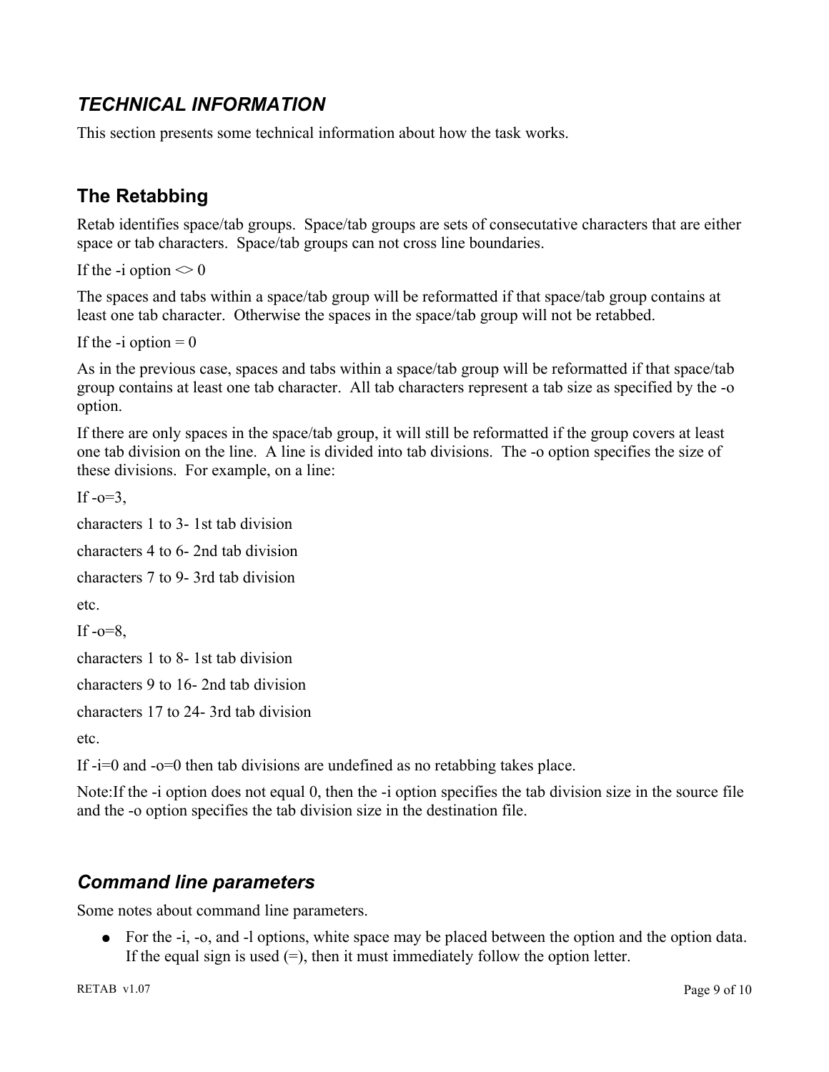## *TECHNICAL INFORMATION*

This section presents some technical information about how the task works.

### The Retabbing

Retab identifies space/tab groups. Space/tab groups are sets of consecutative characters that are either space or tab characters. Space/tab groups can not cross line boundaries.

If the -i option <> 0

The spaces and tabs within a space/tab group will be reformatted if that space/tab group contains at least one tab character. Otherwise the spaces in the space/tab group will not be retabbed.

If the -i option = 0

As in the previous case, spaces and tabs within a space/tab group will be reformatted if that space/tab group contains at least one tab character. All tab characters represent a tab size as specified by the -o option.

If there are only spaces in the space/tab group, it will still be reformatted if the group covers at least one tab division on the line. A line is divided into tab divisions. The -o option specifies the size of these divisions. For example, on a line:

If -o=3,

characters 1 to 3- 1st tab division

characters 4 to 6- 2nd tab division

characters 7 to 9- 3rd tab division

etc.

If -o=8,

characters 1 to 8- 1st tab division

characters 9 to 16- 2nd tab division

characters 17 to 24- 3rd tab division

etc.

If -i=0 and -o=0 then tab divisions are undefined as no retabbing takes place.

Note:If the -i option does not equal 0, then the -i option specifies the tab division size in the source file and the -o option specifies the tab division size in the destination file.

## *Command line parameters*

Some notes about command line parameters.

- For the -i, -o, and -l options, white space may be placed between the option and the option data. If the equal sign is used (=), then it must immediately follow the option letter.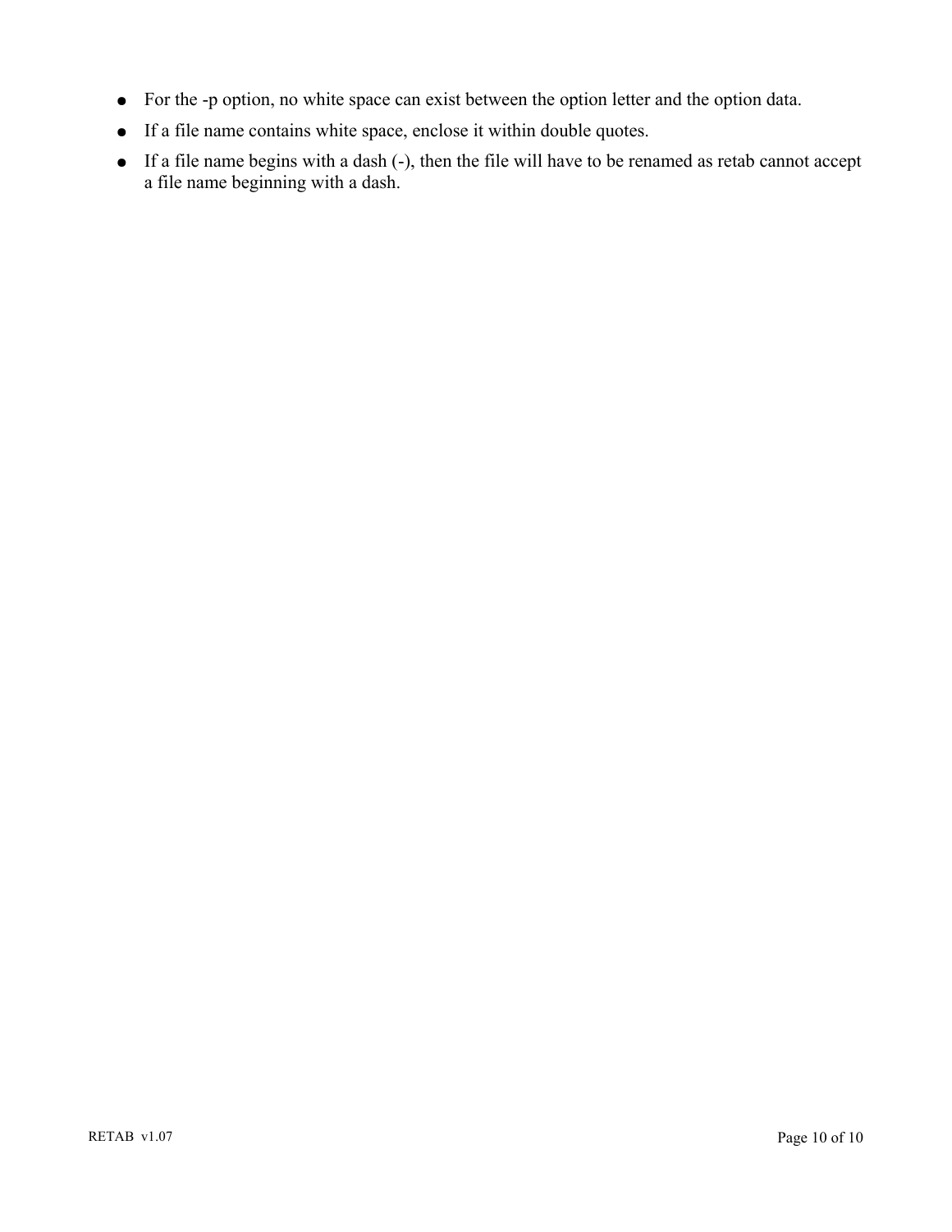- For the -p option, no white space can exist between the option letter and the option data.
- If a file name contains white space, enclose it within double quotes.
- If a file name begins with a dash (-), then the file will have to be renamed as retab cannot accept a file name beginning with a dash.